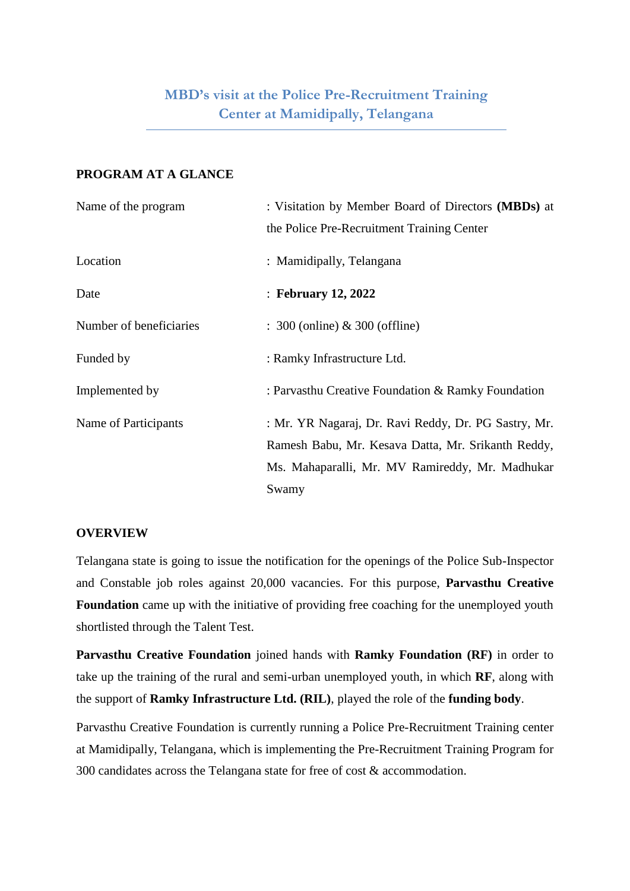# MBD's visit at the Police Pre-Recruitment Training Center at Mamidipally, Telangana

## PROGRAM AT A GLANCE

| | |
|---|---|
| Name of the program | : Visitation by Member Board of Directors **(MBDs)** at the Police Pre-Recruitment Training Center |
| Location | : Mamidipally, Telangana |
| Date | : **February 12, 2022** |
| Number of beneficiaries | : 300 (online) & 300 (offline) |
| Funded by | : Ramky Infrastructure Ltd. |
| Implemented by | : Parvasthu Creative Foundation & Ramky Foundation |
| Name of Participants | : Mr. YR Nagaraj, Dr. Ravi Reddy, Dr. PG Sastry, Mr. Ramesh Babu, Mr. Kesava Datta, Mr. Srikanth Reddy, Ms. Mahaparalli, Mr. MV Ramireddy, Mr. Madhukar Swamy |

## OVERVIEW

Telangana state is going to issue the notification for the openings of the Police Sub-Inspector and Constable job roles against 20,000 vacancies. For this purpose, **Parvasthu Creative Foundation** came up with the initiative of providing free coaching for the unemployed youth shortlisted through the Talent Test.

**Parvasthu Creative Foundation** joined hands with **Ramky Foundation (RF)** in order to take up the training of the rural and semi-urban unemployed youth, in which **RF**, along with the support of **Ramky Infrastructure Ltd. (RIL)**, played the role of the **funding body**.

Parvasthu Creative Foundation is currently running a Police Pre-Recruitment Training center at Mamidipally, Telangana, which is implementing the Pre-Recruitment Training Program for 300 candidates across the Telangana state for free of cost & accommodation.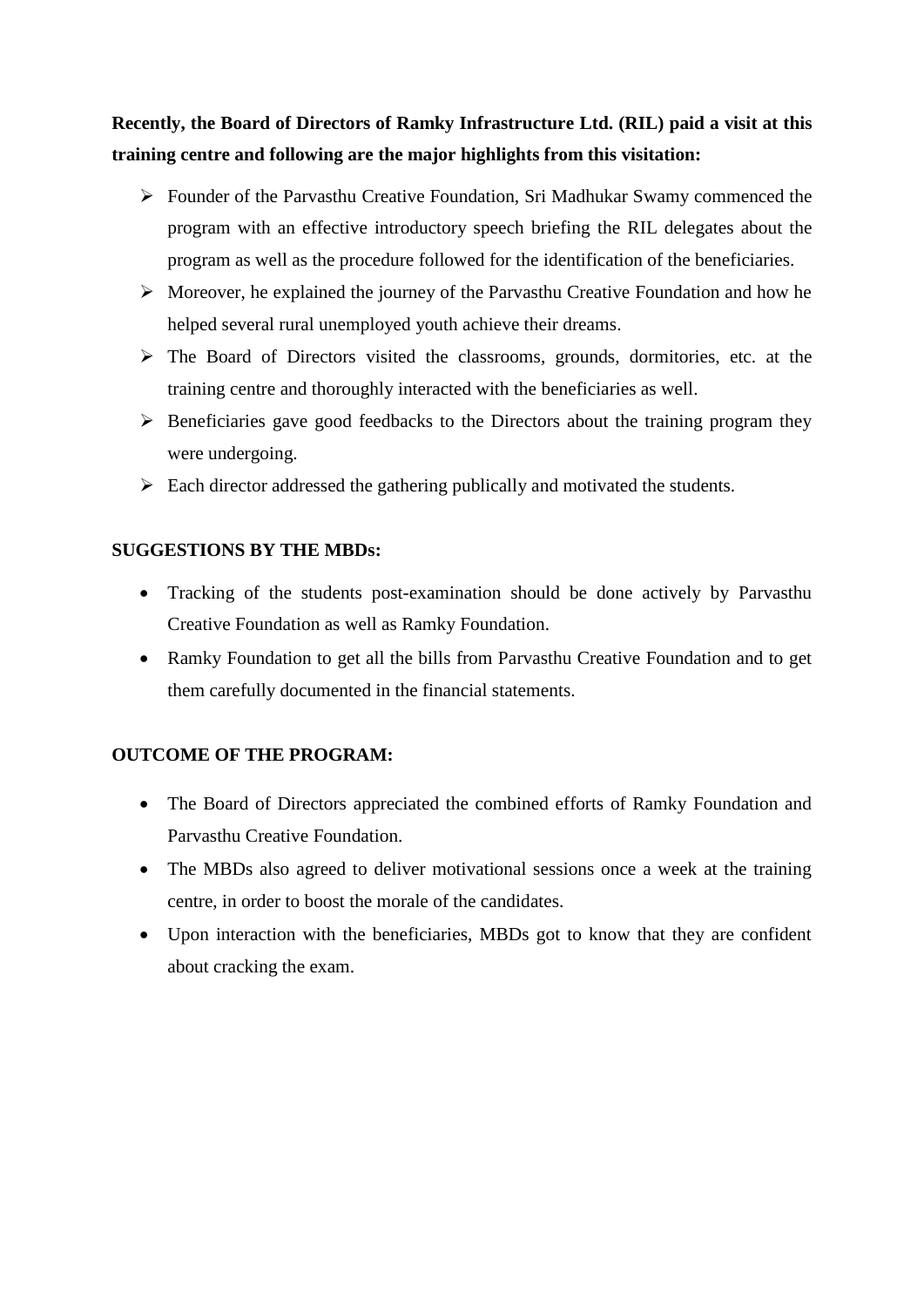**Recently, the Board of Directors of Ramky Infrastructure Ltd. (RIL) paid a visit at this training centre and following are the major highlights from this visitation:**

- Founder of the Parvasthu Creative Foundation, Sri Madhukar Swamy commenced the program with an effective introductory speech briefing the RIL delegates about the program as well as the procedure followed for the identification of the beneficiaries.
- Moreover, he explained the journey of the Parvasthu Creative Foundation and how he helped several rural unemployed youth achieve their dreams.
- The Board of Directors visited the classrooms, grounds, dormitories, etc. at the training centre and thoroughly interacted with the beneficiaries as well.
- Beneficiaries gave good feedbacks to the Directors about the training program they were undergoing.
- Each director addressed the gathering publically and motivated the students.

**SUGGESTIONS BY THE MBDs:**

- Tracking of the students post-examination should be done actively by Parvasthu Creative Foundation as well as Ramky Foundation.
- Ramky Foundation to get all the bills from Parvasthu Creative Foundation and to get them carefully documented in the financial statements.

**OUTCOME OF THE PROGRAM:**

- The Board of Directors appreciated the combined efforts of Ramky Foundation and Parvasthu Creative Foundation.
- The MBDs also agreed to deliver motivational sessions once a week at the training centre, in order to boost the morale of the candidates.
- Upon interaction with the beneficiaries, MBDs got to know that they are confident about cracking the exam.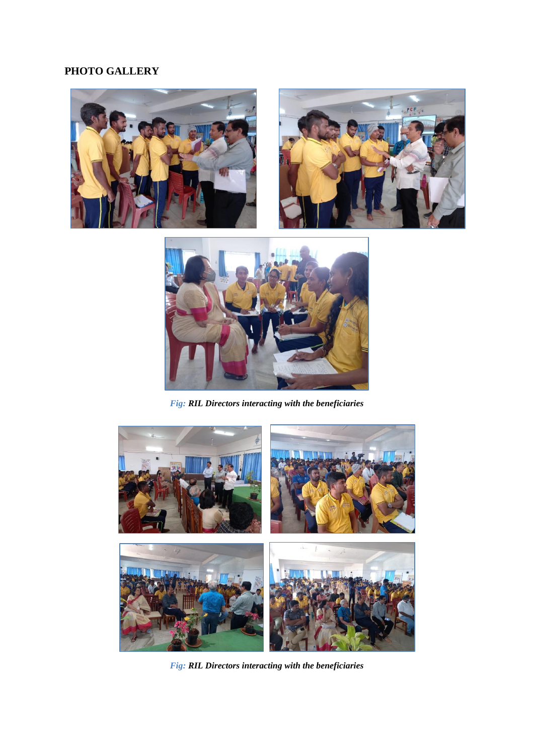## PHOTO GALLERY

*Fig:* ***RIL Directors interacting with the beneficiaries***

*Fig:* ***RIL Directors interacting with the beneficiaries***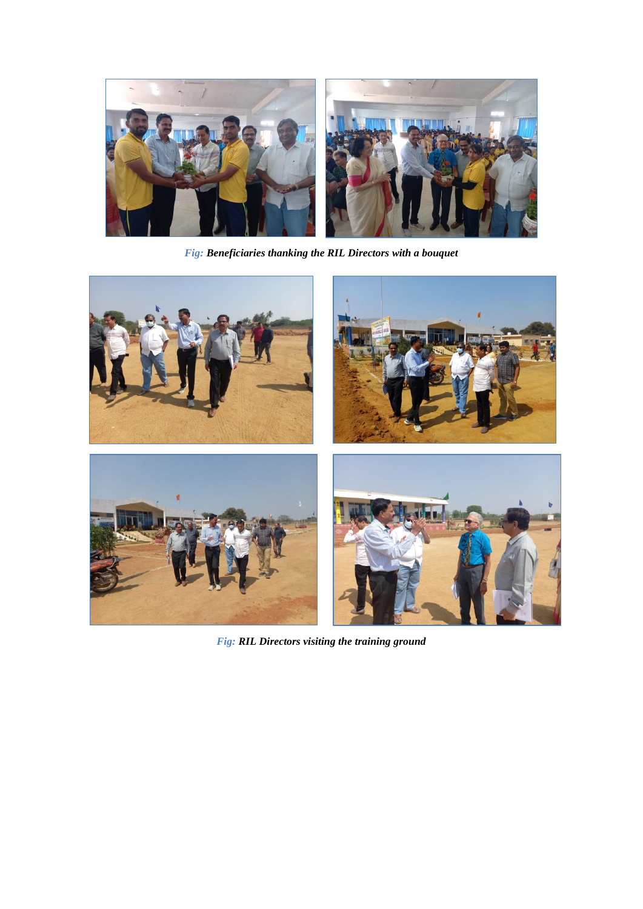*Fig:* ***Beneficiaries thanking the RIL Directors with a bouquet***

*Fig:* ***RIL Directors visiting the training ground***